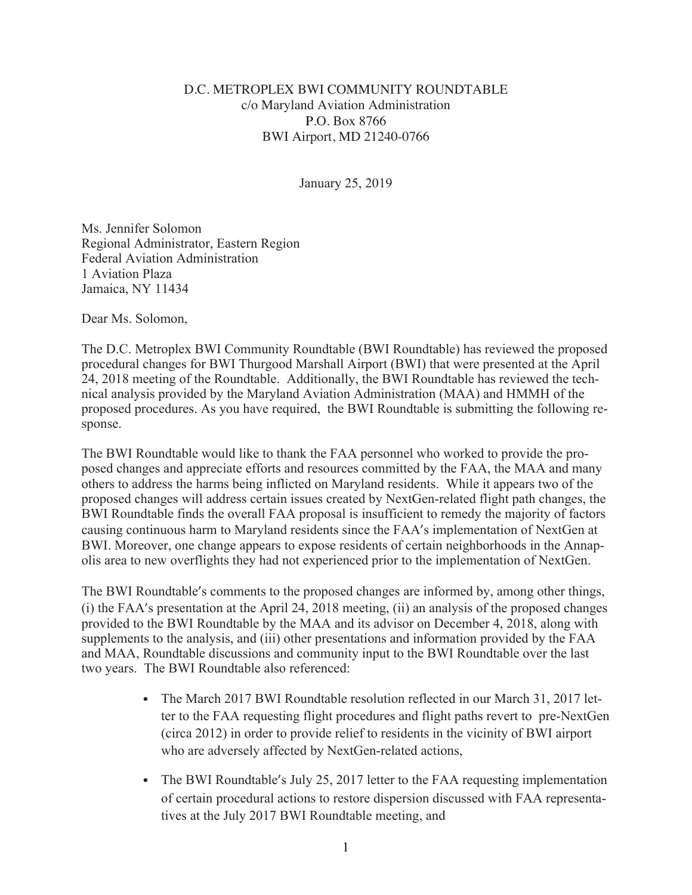D.C. METROPLEX BWI COMMUNITY ROUNDTABLE
c/o Maryland Aviation Administration
P.O. Box 8766
BWI Airport, MD 21240-0766

January 25, 2019

Ms. Jennifer Solomon
Regional Administrator, Eastern Region
Federal Aviation Administration
1 Aviation Plaza
Jamaica, NY 11434

Dear Ms. Solomon,

The D.C. Metroplex BWI Community Roundtable (BWI Roundtable) has reviewed the proposed procedural changes for BWI Thurgood Marshall Airport (BWI) that were presented at the April 24, 2018 meeting of the Roundtable. Additionally, the BWI Roundtable has reviewed the technical analysis provided by the Maryland Aviation Administration (MAA) and HMMH of the proposed procedures. As you have required, the BWI Roundtable is submitting the following response.

The BWI Roundtable would like to thank the FAA personnel who worked to provide the proposed changes and appreciate efforts and resources committed by the FAA, the MAA and many others to address the harms being inflicted on Maryland residents. While it appears two of the proposed changes will address certain issues created by NextGen-related flight path changes, the BWI Roundtable finds the overall FAA proposal is insufficient to remedy the majority of factors causing continuous harm to Maryland residents since the FAA's implementation of NextGen at BWI. Moreover, one change appears to expose residents of certain neighborhoods in the Annapolis area to new overflights they had not experienced prior to the implementation of NextGen.

The BWI Roundtable's comments to the proposed changes are informed by, among other things, (i) the FAA's presentation at the April 24, 2018 meeting, (ii) an analysis of the proposed changes provided to the BWI Roundtable by the MAA and its advisor on December 4, 2018, along with supplements to the analysis, and (iii) other presentations and information provided by the FAA and MAA, Roundtable discussions and community input to the BWI Roundtable over the last two years. The BWI Roundtable also referenced:

- The March 2017 BWI Roundtable resolution reflected in our March 31, 2017 letter to the FAA requesting flight procedures and flight paths revert to pre-NextGen (circa 2012) in order to provide relief to residents in the vicinity of BWI airport who are adversely affected by NextGen-related actions,
- The BWI Roundtable's July 25, 2017 letter to the FAA requesting implementation of certain procedural actions to restore dispersion discussed with FAA representatives at the July 2017 BWI Roundtable meeting, and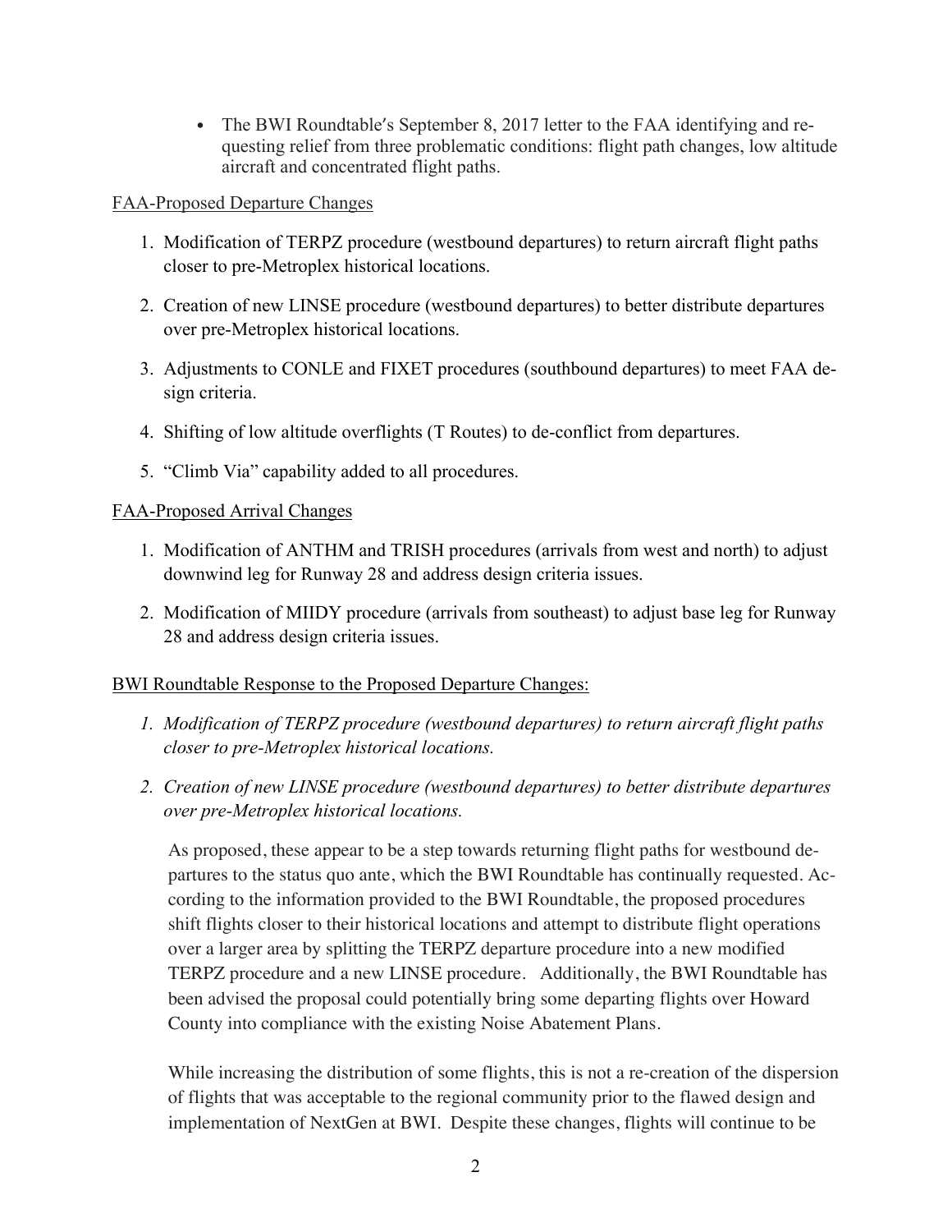- The BWI Roundtable's September 8, 2017 letter to the FAA identifying and requesting relief from three problematic conditions: flight path changes, low altitude aircraft and concentrated flight paths.

FAA-Proposed Departure Changes

1. Modification of TERPZ procedure (westbound departures) to return aircraft flight paths closer to pre-Metroplex historical locations.
2. Creation of new LINSE procedure (westbound departures) to better distribute departures over pre-Metroplex historical locations.
3. Adjustments to CONLE and FIXET procedures (southbound departures) to meet FAA design criteria.
4. Shifting of low altitude overflights (T Routes) to de-conflict from departures.
5. "Climb Via" capability added to all procedures.

FAA-Proposed Arrival Changes

1. Modification of ANTHM and TRISH procedures (arrivals from west and north) to adjust downwind leg for Runway 28 and address design criteria issues.
2. Modification of MIIDY procedure (arrivals from southeast) to adjust base leg for Runway 28 and address design criteria issues.

BWI Roundtable Response to the Proposed Departure Changes:

1. *Modification of TERPZ procedure (westbound departures) to return aircraft flight paths closer to pre-Metroplex historical locations.*
2. *Creation of new LINSE procedure (westbound departures) to better distribute departures over pre-Metroplex historical locations.*

   As proposed, these appear to be a step towards returning flight paths for westbound departures to the status quo ante, which the BWI Roundtable has continually requested. According to the information provided to the BWI Roundtable, the proposed procedures shift flights closer to their historical locations and attempt to distribute flight operations over a larger area by splitting the TERPZ departure procedure into a new modified TERPZ procedure and a new LINSE procedure. Additionally, the BWI Roundtable has been advised the proposal could potentially bring some departing flights over Howard County into compliance with the existing Noise Abatement Plans.

   While increasing the distribution of some flights, this is not a re-creation of the dispersion of flights that was acceptable to the regional community prior to the flawed design and implementation of NextGen at BWI. Despite these changes, flights will continue to be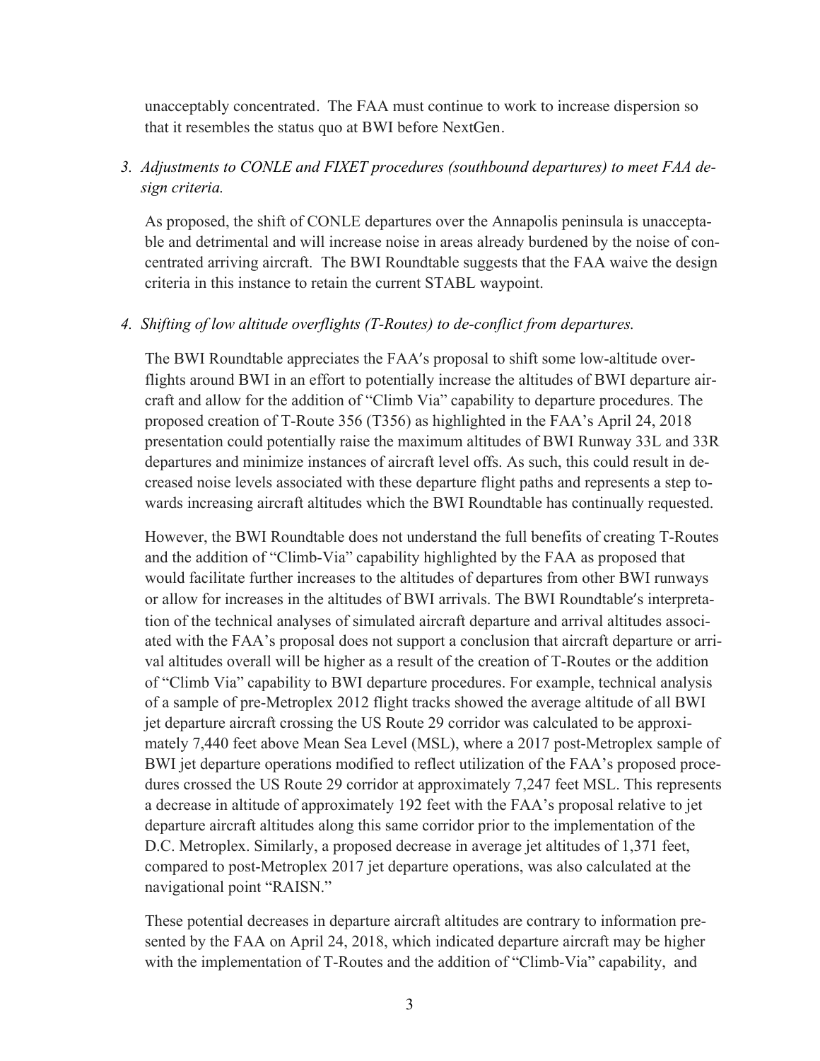unacceptably concentrated. The FAA must continue to work to increase dispersion so that it resembles the status quo at BWI before NextGen.

3. *Adjustments to CONLE and FIXET procedures (southbound departures) to meet FAA design criteria.*

   As proposed, the shift of CONLE departures over the Annapolis peninsula is unacceptable and detrimental and will increase noise in areas already burdened by the noise of concentrated arriving aircraft. The BWI Roundtable suggests that the FAA waive the design criteria in this instance to retain the current STABL waypoint.

4. *Shifting of low altitude overflights (T-Routes) to de-conflict from departures.*

   The BWI Roundtable appreciates the FAA's proposal to shift some low-altitude overflights around BWI in an effort to potentially increase the altitudes of BWI departure aircraft and allow for the addition of "Climb Via" capability to departure procedures. The proposed creation of T-Route 356 (T356) as highlighted in the FAA's April 24, 2018 presentation could potentially raise the maximum altitudes of BWI Runway 33L and 33R departures and minimize instances of aircraft level offs. As such, this could result in decreased noise levels associated with these departure flight paths and represents a step towards increasing aircraft altitudes which the BWI Roundtable has continually requested.

   However, the BWI Roundtable does not understand the full benefits of creating T-Routes and the addition of "Climb-Via" capability highlighted by the FAA as proposed that would facilitate further increases to the altitudes of departures from other BWI runways or allow for increases in the altitudes of BWI arrivals. The BWI Roundtable's interpretation of the technical analyses of simulated aircraft departure and arrival altitudes associated with the FAA's proposal does not support a conclusion that aircraft departure or arrival altitudes overall will be higher as a result of the creation of T-Routes or the addition of "Climb Via" capability to BWI departure procedures. For example, technical analysis of a sample of pre-Metroplex 2012 flight tracks showed the average altitude of all BWI jet departure aircraft crossing the US Route 29 corridor was calculated to be approximately 7,440 feet above Mean Sea Level (MSL), where a 2017 post-Metroplex sample of BWI jet departure operations modified to reflect utilization of the FAA's proposed procedures crossed the US Route 29 corridor at approximately 7,247 feet MSL. This represents a decrease in altitude of approximately 192 feet with the FAA's proposal relative to jet departure aircraft altitudes along this same corridor prior to the implementation of the D.C. Metroplex. Similarly, a proposed decrease in average jet altitudes of 1,371 feet, compared to post-Metroplex 2017 jet departure operations, was also calculated at the navigational point "RAISN."

   These potential decreases in departure aircraft altitudes are contrary to information presented by the FAA on April 24, 2018, which indicated departure aircraft may be higher with the implementation of T-Routes and the addition of "Climb-Via" capability, and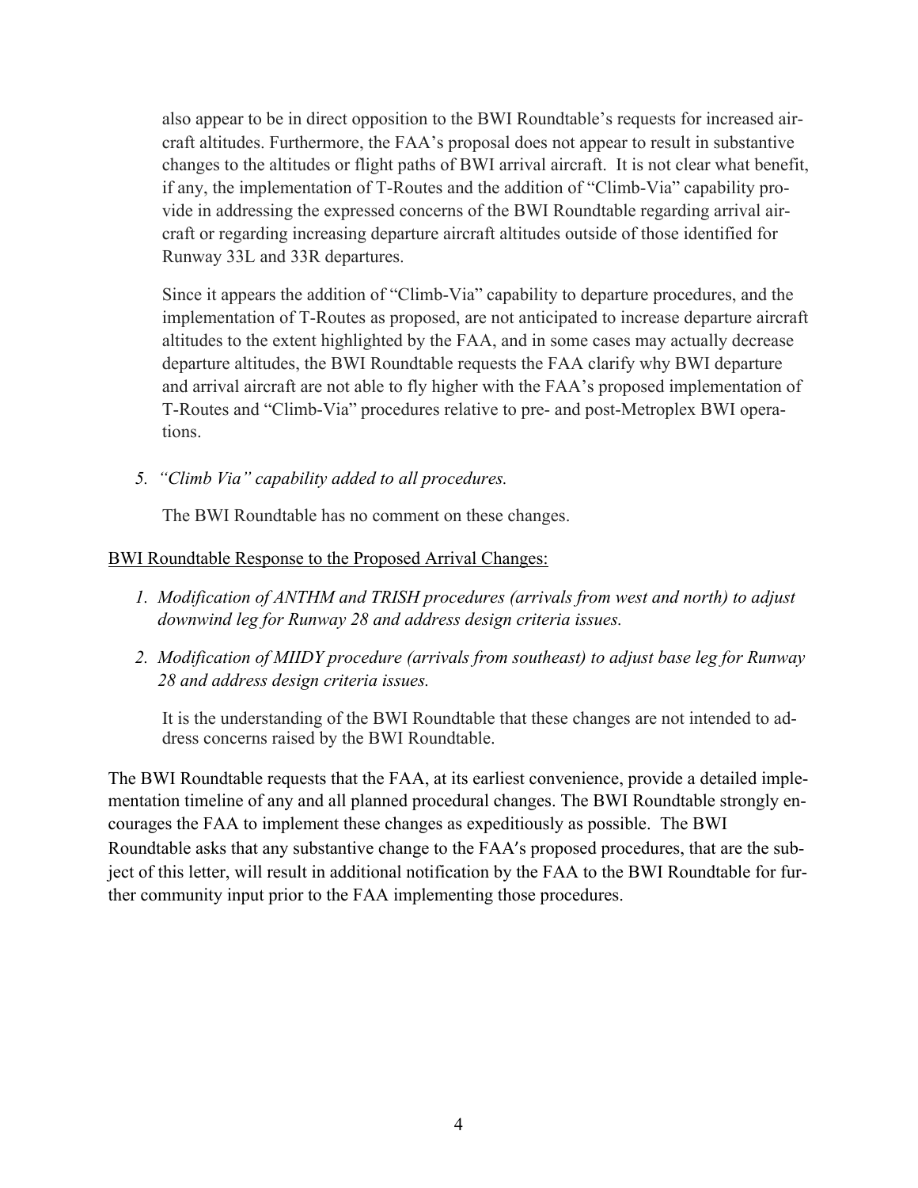also appear to be in direct opposition to the BWI Roundtable's requests for increased aircraft altitudes. Furthermore, the FAA's proposal does not appear to result in substantive changes to the altitudes or flight paths of BWI arrival aircraft. It is not clear what benefit, if any, the implementation of T-Routes and the addition of "Climb-Via" capability provide in addressing the expressed concerns of the BWI Roundtable regarding arrival aircraft or regarding increasing departure aircraft altitudes outside of those identified for Runway 33L and 33R departures.

Since it appears the addition of "Climb-Via" capability to departure procedures, and the implementation of T-Routes as proposed, are not anticipated to increase departure aircraft altitudes to the extent highlighted by the FAA, and in some cases may actually decrease departure altitudes, the BWI Roundtable requests the FAA clarify why BWI departure and arrival aircraft are not able to fly higher with the FAA's proposed implementation of T-Routes and "Climb-Via" procedures relative to pre- and post-Metroplex BWI operations.

5. *"Climb Via" capability added to all procedures.*

   The BWI Roundtable has no comment on these changes.

<u>BWI Roundtable Response to the Proposed Arrival Changes:</u>

1. *Modification of ANTHM and TRISH procedures (arrivals from west and north) to adjust downwind leg for Runway 28 and address design criteria issues.*

2. *Modification of MIIDY procedure (arrivals from southeast) to adjust base leg for Runway 28 and address design criteria issues.*

   It is the understanding of the BWI Roundtable that these changes are not intended to address concerns raised by the BWI Roundtable.

The BWI Roundtable requests that the FAA, at its earliest convenience, provide a detailed implementation timeline of any and all planned procedural changes. The BWI Roundtable strongly encourages the FAA to implement these changes as expeditiously as possible. The BWI Roundtable asks that any substantive change to the FAA's proposed procedures, that are the subject of this letter, will result in additional notification by the FAA to the BWI Roundtable for further community input prior to the FAA implementing those procedures.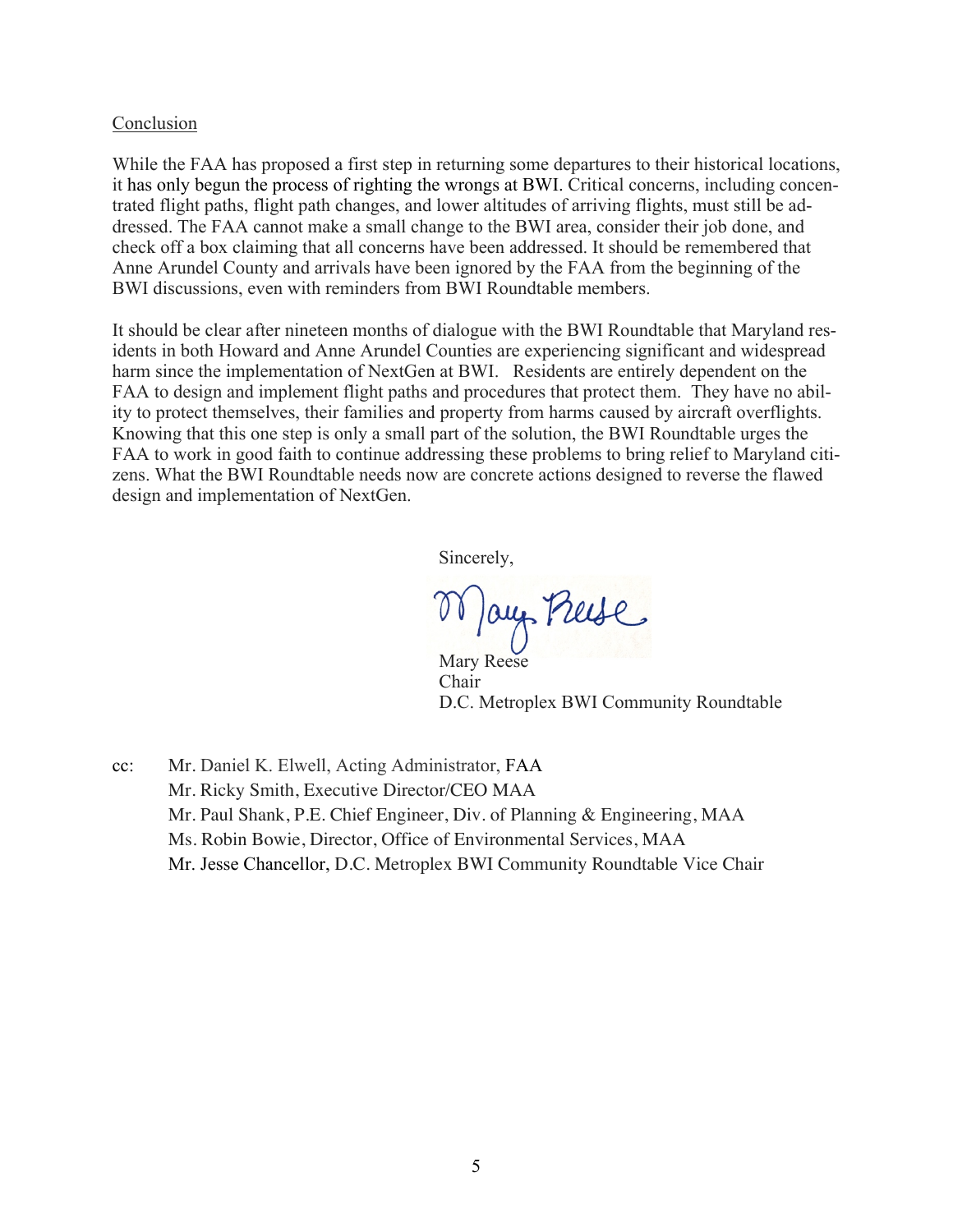Conclusion

While the FAA has proposed a first step in returning some departures to their historical locations, it has only begun the process of righting the wrongs at BWI. Critical concerns, including concentrated flight paths, flight path changes, and lower altitudes of arriving flights, must still be addressed. The FAA cannot make a small change to the BWI area, consider their job done, and check off a box claiming that all concerns have been addressed. It should be remembered that Anne Arundel County and arrivals have been ignored by the FAA from the beginning of the BWI discussions, even with reminders from BWI Roundtable members.

It should be clear after nineteen months of dialogue with the BWI Roundtable that Maryland residents in both Howard and Anne Arundel Counties are experiencing significant and widespread harm since the implementation of NextGen at BWI. Residents are entirely dependent on the FAA to design and implement flight paths and procedures that protect them. They have no ability to protect themselves, their families and property from harms caused by aircraft overflights. Knowing that this one step is only a small part of the solution, the BWI Roundtable urges the FAA to work in good faith to continue addressing these problems to bring relief to Maryland citizens. What the BWI Roundtable needs now are concrete actions designed to reverse the flawed design and implementation of NextGen.

Sincerely,

Mary Reese
Chair
D.C. Metroplex BWI Community Roundtable

cc: Mr. Daniel K. Elwell, Acting Administrator, FAA
Mr. Ricky Smith, Executive Director/CEO MAA
Mr. Paul Shank, P.E. Chief Engineer, Div. of Planning & Engineering, MAA
Ms. Robin Bowie, Director, Office of Environmental Services, MAA
Mr. Jesse Chancellor, D.C. Metroplex BWI Community Roundtable Vice Chair